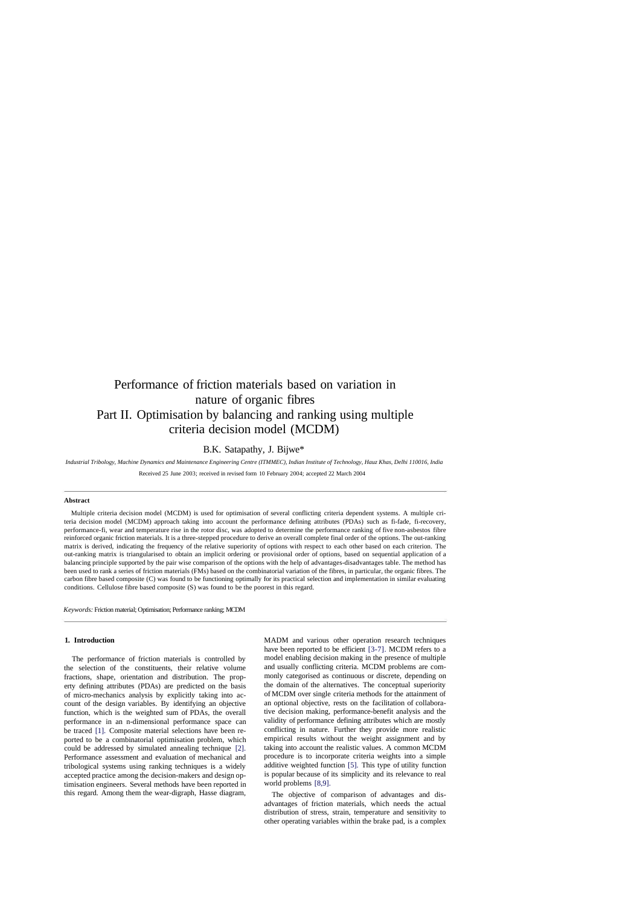# Performance of friction materials based on variation in nature of organic fibres
# Part II. Optimisation by balancing and ranking using multiple criteria decision model (MCDM)

B.K. Satapathy, J. Bijwe*

*Industrial Tribology, Machine Dynamics and Maintenance Engineering Centre (ITMMEC), Indian Institute of Technology, Hauz Khas, Delhi 110016, India*

Received 25 June 2003; received in revised form 10 February 2004; accepted 22 March 2004

---

**Abstract**

Multiple criteria decision model (MCDM) is used for optimisation of several conflicting criteria dependent systems. A multiple criteria decision model (MCDM) approach taking into account the performance defining attributes (PDAs) such as fi-fade, fi-recovery, performance-fi, wear and temperature rise in the rotor disc, was adopted to determine the performance ranking of five non-asbestos fibre reinforced organic friction materials. It is a three-stepped procedure to derive an overall complete final order of the options. The out-ranking matrix is derived, indicating the frequency of the relative superiority of options with respect to each other based on each criterion. The out-ranking matrix is triangularised to obtain an implicit ordering or provisional order of options, based on sequential application of a balancing principle supported by the pair wise comparison of the options with the help of advantages-disadvantages table. The method has been used to rank a series of friction materials (FMs) based on the combinatorial variation of the fibres, in particular, the organic fibres. The carbon fibre based composite (C) was found to be functioning optimally for its practical selection and implementation in similar evaluating conditions. Cellulose fibre based composite (S) was found to be the poorest in this regard.

*Keywords:* Friction material; Optimisation; Performance ranking; MCDM

---

## 1. Introduction

The performance of friction materials is controlled by the selection of the constituents, their relative volume fractions, shape, orientation and distribution. The property defining attributes (PDAs) are predicted on the basis of micro-mechanics analysis by explicitly taking into account of the design variables. By identifying an objective function, which is the weighted sum of PDAs, the overall performance in an n-dimensional performance space can be traced [1]. Composite material selections have been reported to be a combinatorial optimisation problem, which could be addressed by simulated annealing technique [2]. Performance assessment and evaluation of mechanical and tribological systems using ranking techniques is a widely accepted practice among the decision-makers and design optimisation engineers. Several methods have been reported in this regard. Among them the wear-digraph, Hasse diagram, MADM and various other operation research techniques have been reported to be efficient [3-7]. MCDM refers to a model enabling decision making in the presence of multiple and usually conflicting criteria. MCDM problems are commonly categorised as continuous or discrete, depending on the domain of the alternatives. The conceptual superiority of MCDM over single criteria methods for the attainment of an optional objective, rests on the facilitation of collaborative decision making, performance-benefit analysis and the validity of performance defining attributes which are mostly conflicting in nature. Further they provide more realistic empirical results without the weight assignment and by taking into account the realistic values. A common MCDM procedure is to incorporate criteria weights into a simple additive weighted function [5]. This type of utility function is popular because of its simplicity and its relevance to real world problems [8,9].

The objective of comparison of advantages and disadvantages of friction materials, which needs the actual distribution of stress, strain, temperature and sensitivity to other operating variables within the brake pad, is a complex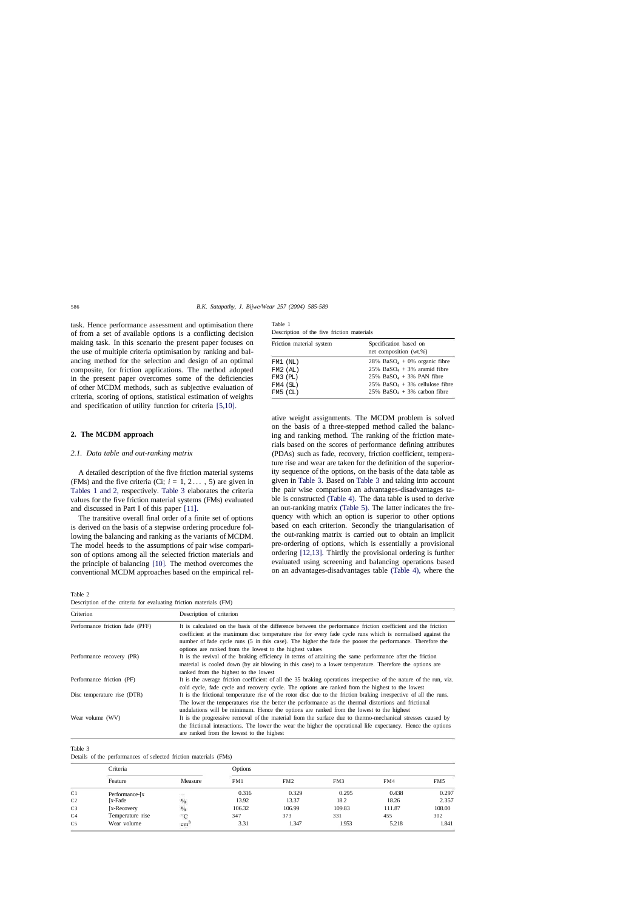task. Hence performance assessment and optimisation there of from a set of available options is a conflicting decision making task. In this scenario the present paper focuses on the use of multiple criteria optimisation by ranking and balancing method for the selection and design of an optimal composite, for friction applications. The method adopted in the present paper overcomes some of the deficiencies of other MCDM methods, such as subjective evaluation of criteria, scoring of options, statistical estimation of weights and specification of utility function for criteria [5,10].

## 2. The MCDM approach

### 2.1. Data table and out-ranking matrix

A detailed description of the five friction material systems (FMs) and the five criteria (Ci; $i = 1, 2 \ldots, 5$) are given in Tables 1 and 2, respectively. Table 3 elaborates the criteria values for the five friction material systems (FMs) evaluated and discussed in Part I of this paper [11].

The transitive overall final order of a finite set of options is derived on the basis of a stepwise ordering procedure following the balancing and ranking as the variants of MCDM. The model heeds to the assumptions of pair wise comparison of options among all the selected friction materials and the principle of balancing [10]. The method overcomes the conventional MCDM approaches based on the empirical relative weight assignments. The MCDM problem is solved on the basis of a three-stepped method called the balancing and ranking method. The ranking of the friction materials based on the scores of performance defining attributes (PDAs) such as fade, recovery, friction coefficient, temperature rise and wear are taken for the definition of the superiority sequence of the options, on the basis of the data table as given in Table 3. Based on Table 3 and taking into account the pair wise comparison an advantages-disadvantages table is constructed (Table 4). The data table is used to derive an out-ranking matrix (Table 5). The latter indicates the frequency with which an option is superior to other options based on each criterion. Secondly the triangularisation of the out-ranking matrix is carried out to obtain an implicit pre-ordering of options, which is essentially a provisional ordering [12,13]. Thirdly the provisional ordering is further evaluated using screening and balancing operations based on an advantages-disadvantages table (Table 4), where the

Table 1
Description of the five friction materials

| Friction material system | Specification based on net composition (wt.%) |
|---|---|
| FM1 (NL) | 28% $BaSO_4$ + 0% organic fibre |
| FM2 (AL) | 25% $BaSO_4$ + 3% aramid fibre |
| FM3 (PL) | 25% $BaSO_4$ + 3% PAN fibre |
| FM4 (SL) | 25% $BaSO_4$ + 3% cellulose fibre |
| FM5 (CL) | 25% $BaSO_4$ + 3% carbon fibre |

Table 2
Description of the criteria for evaluating friction materials (FM)

| Criterion | Description of criterion |
|---|---|
| Performance friction fade (PFF) | It is calculated on the basis of the difference between the performance friction coefficient and the friction coefficient at the maximum disc temperature rise for every fade cycle runs which is normalised against the number of fade cycle runs (5 in this case). The higher the fade the poorer the performance. Therefore the options are ranked from the lowest to the highest values |
| Performance recovery (PR) | It is the revival of the braking efficiency in terms of attaining the same performance after the friction material is cooled down (by air blowing in this case) to a lower temperature. Therefore the options are ranked from the highest to the lowest |
| Performance friction (PF) | It is the average friction coefficient of all the 35 braking operations irrespective of the nature of the run, viz. cold cycle, fade cycle and recovery cycle. The options are ranked from the highest to the lowest |
| Disc temperature rise (DTR) | It is the frictional temperature rise of the rotor disc due to the friction braking irrespective of all the runs. The lower the temperatures rise the better the performance as the thermal distortions and frictional undulations will be minimum. Hence the options are ranked from the lowest to the highest |
| Wear volume (WV) | It is the progressive removal of the material from the surface due to thermo-mechanical stresses caused by the frictional interactions. The lower the wear the higher the operational life expectancy. Hence the options are ranked from the lowest to the highest |

Table 3
Details of the performances of selected friction materials (FMs)

| | Criteria | | Options | | | | |
|---|---|---|---|---|---|---|---|
| | Feature | Measure | FM1 | FM2 | FM3 | FM4 | FM5 |
| C1 | Performance-[x | – | 0.316 | 0.329 | 0.295 | 0.438 | 0.297 |
| C2 | [x-Fade | % | 13.92 | 13.37 | 18.2 | 18.26 | 2.357 |
| C3 | [x-Recovery | % | 106.32 | 106.99 | 109.83 | 111.87 | 108.00 |
| C4 | Temperature rise | °C | 347 | 373 | 331 | 455 | 302 |
| C5 | Wear volume | $cm^3$ | 3.31 | 1.347 | 1.953 | 5.218 | 1.841 |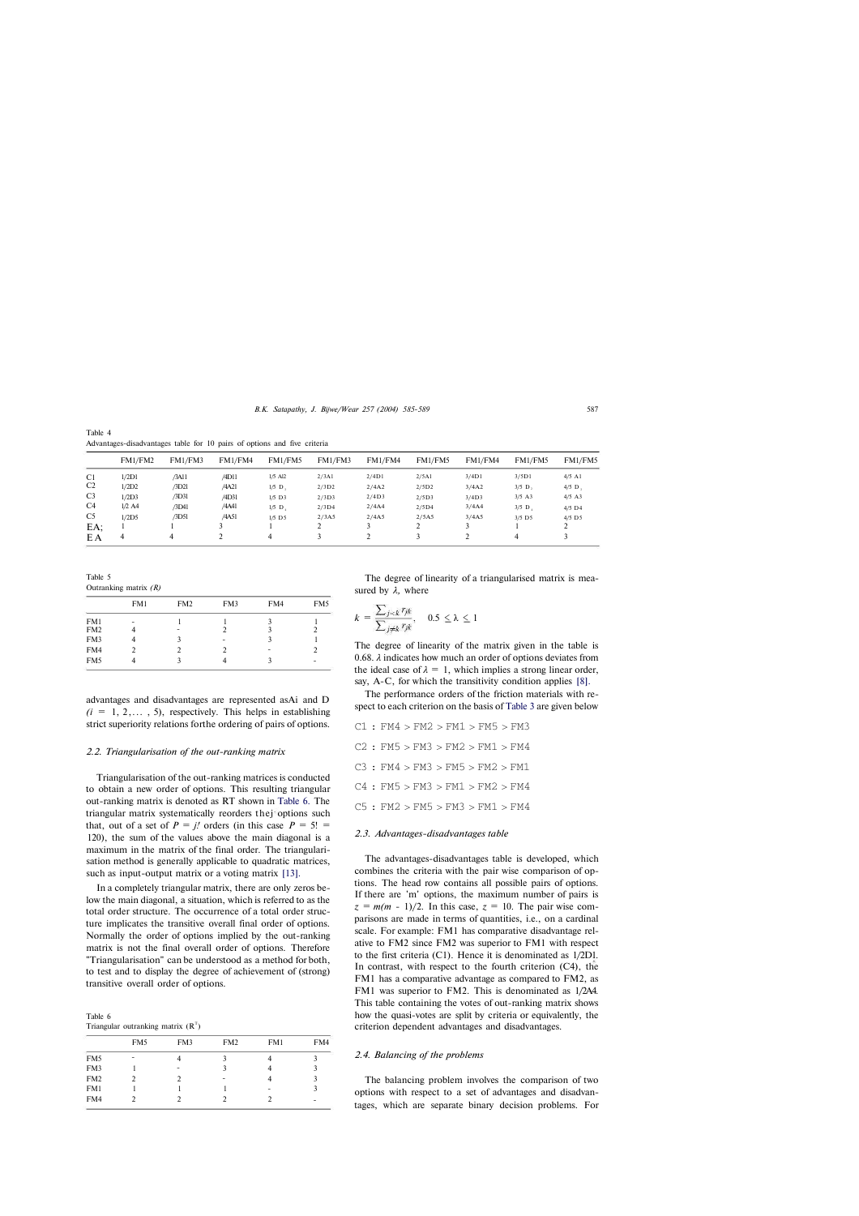Table 4
Advantages-disadvantages table for 10 pairs of options and five criteria

| | FM1/FM2 | FM1/FM3 | FM1/FM4 | FM1/FM5 | FM1/FM3 | FM1/FM4 | FM1/FM5 | FM1/FM4 | FM1/FM5 | FM1/FM5 |
|---|---|---|---|---|---|---|---|---|---|---|
| C1 | 1/2D1 | /3A11 | /4D11 | 1/5 A12 | 2/3A1 | 2/4D1 | 2/5A1 | 3/4D1 | 3/5D1 | 4/5 A1 |
| C2 | 1/2D2 | /3D21 | /4A21 | 1/5 D, | 2/3D2 | 2/4A2 | 2/5D2 | 3/4A2 | 3/5 D, | 4/5 D, |
| C3 | 1/2D3 | /3D31 | /4D31 | 1/5 D3 | 2/3D3 | 2/4D3 | 2/5D3 | 3/4D3 | 3/5 A3 | 4/5 A3 |
| C4 | 1/2 A4 | /3D41 | /4A41 | 1/5 D, | 2/3D4 | 2/4A4 | 2/5D4 | 3/4A4 | 3/5 D, | 4/5 D4 |
| C5 | 1/2D5 | /3D51 | /4A51 | 1/5 D5 | 2/3A5 | 2/4A5 | 2/5A5 | 3/4A5 | 3/5 D5 | 4/5 D5 |
| EA; | 1 | 1 | 3 | 1 | 2 | 3 | 2 | 3 | 1 | 2 |
| EA | 4 | 4 | 2 | 4 | 3 | 2 | 3 | 2 | 4 | 3 |

Table 5
Outranking matrix *(R)*

| | FM1 | FM2 | FM3 | FM4 | FM5 |
|---|---|---|---|---|---|
| FM1 | - | 1 | 1 | 3 | 1 |
| FM2 | 4 | - | 2 | 3 | 2 |
| FM3 | 4 | 3 | - | 3 | 1 |
| FM4 | 2 | 2 | 2 | - | 2 |
| FM5 | 4 | 3 | 4 | 3 | - |

advantages and disadvantages are represented asAi and D $(i = 1, 2, \ldots, 5)$, respectively. This helps in establishing strict superiority relations forthe ordering of pairs of options.

### 2.2. Triangularisation of the out-ranking matrix

Triangularisation of the out-ranking matrices is conducted to obtain a new order of options. This resulting triangular out-ranking matrix is denoted as RT shown in Table 6. The triangular matrix systematically reorders thej options such that, out of a set of $P = j!$ orders (in this case $P = 5! = 120$), the sum of the values above the main diagonal is a maximum in the matrix of the final order. The triangularisation method is generally applicable to quadratic matrices, such as input-output matrix or a voting matrix [13].

In a completely triangular matrix, there are only zeros below the main diagonal, a situation, which is referred to as the total order structure. The occurrence of a total order structure implicates the transitive overall final order of options. Normally the order of options implied by the out-ranking matrix is not the final overall order of options. Therefore "Triangularisation" can be understood as a method for both, to test and to display the degree of achievement of (strong) transitive overall order of options.

Table 6
Triangular outranking matrix ($R^{T}$)

| | FM5 | FM3 | FM2 | FM1 | FM4 |
|---|---|---|---|---|---|
| FM5 | - | 4 | 3 | 4 | 3 |
| FM3 | 1 | - | 3 | 4 | 3 |
| FM2 | 2 | 2 | - | 4 | 3 |
| FM1 | 1 | 1 | 1 | - | 3 |
| FM4 | 2 | 2 | 2 | 2 | - |

The degree of linearity of a triangularised matrix is measured by $\lambda$, where

$$k = \frac{\sum_{j<k} r_{jk}}{\sum_{j\neq k} r_{jk}}, \quad 0.5 \leq \lambda \leq 1$$

The degree of linearity of the matrix given in the table is 0.68. $\lambda$ indicates how much an order of options deviates from the ideal case of $\lambda = 1$, which implies a strong linear order, say, A-C, for which the transitivity condition applies [8].

The performance orders of the friction materials with respect to each criterion on the basis of Table 3 are given below

C1 : FM4 > FM2 > FM1 > FM5 > FM3

C2 : FM5 > FM3 > FM2 > FM1 > FM4

C3 : FM4 > FM3 > FM5 > FM2 > FM1

C4 : FM5 > FM3 > FM1 > FM2 > FM4

C5 : FM2 > FM5 > FM3 > FM1 > FM4

### 2.3. Advantages-disadvantages table

The advantages-disadvantages table is developed, which combines the criteria with the pair wise comparison of options. The head row contains all possible pairs of options. If there are 'm' options, the maximum number of pairs is $z = m(m-1)/2$. In this case, $z = 10$. The pair wise comparisons are made in terms of quantities, i.e., on a cardinal scale. For example: FM1 has comparative disadvantage relative to FM2 since FM2 was superior to FM1 with respect to the first criteria (C1). Hence it is denominated as 1/2D1. In contrast, with respect to the fourth criterion (C4), the FM1 has a comparative advantage as compared to FM2, as FM1 was superior to FM2. This is denominated as 1/2A4. This table containing the votes of out-ranking matrix shows how the quasi-votes are split by criteria or equivalently, the criterion dependent advantages and disadvantages.

### 2.4. Balancing of the problems

The balancing problem involves the comparison of two options with respect to a set of advantages and disadvantages, which are separate binary decision problems. For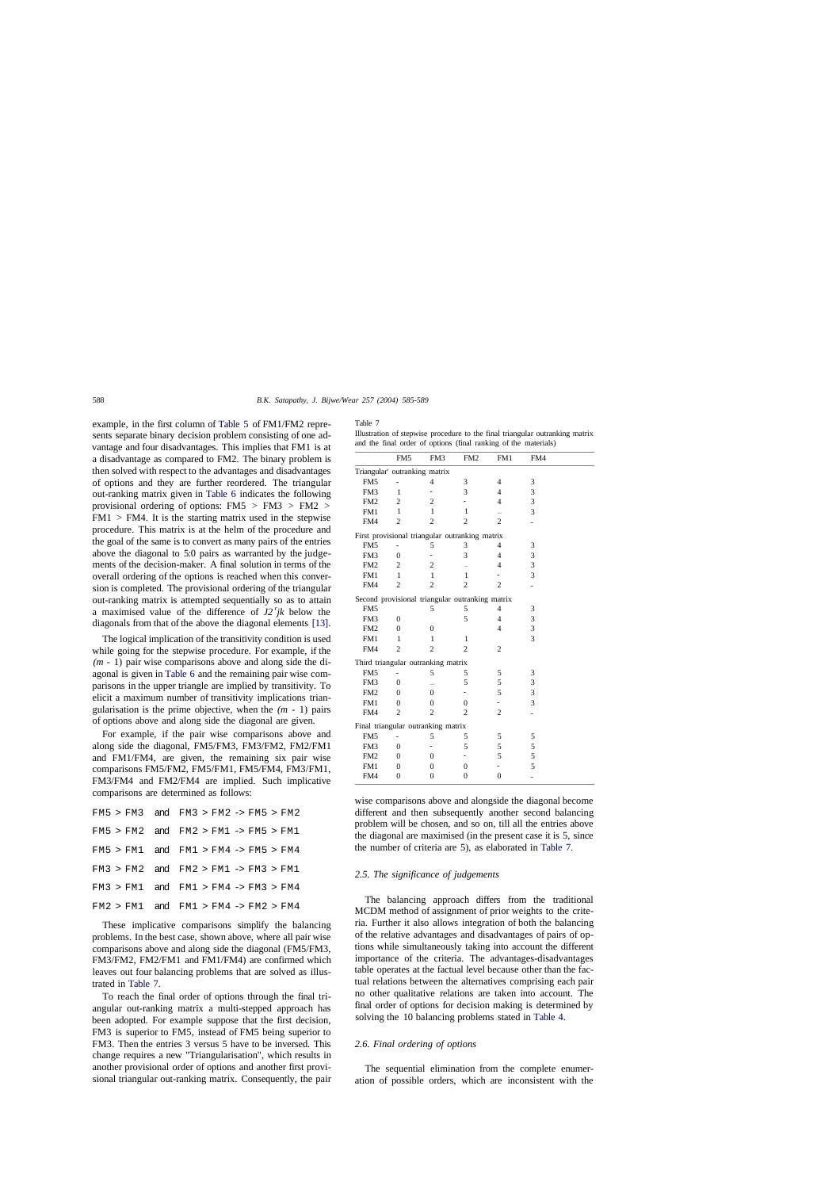example, in the first column of Table 5 of FM1/FM2 represents separate binary decision problem consisting of one advantage and four disadvantages. This implies that FM1 is at a disadvantage as compared to FM2. The binary problem is then solved with respect to the advantages and disadvantages of options and they are further reordered. The triangular out-ranking matrix given in Table 6 indicates the following provisional ordering of options: FM5 > FM3 > FM2 > FM1 > FM4. It is the starting matrix used in the stepwise procedure. This matrix is at the helm of the procedure and the goal of the same is to convert as many pairs of the entries above the diagonal to 5:0 pairs as warranted by the judgements of the decision-maker. A final solution in terms of the overall ordering of the options is reached when this conversion is completed. The provisional ordering of the triangular out-ranking matrix is attempted sequentially so as to attain a maximised value of the difference of $J2'jk$ below the diagonals from that of the above the diagonal elements [13].

The logical implication of the transitivity condition is used while going for the stepwise procedure. For example, if the $(m - 1)$ pair wise comparisons above and along side the diagonal is given in Table 6 and the remaining pair wise comparisons in the upper triangle are implied by transitivity. To elicit a maximum number of transitivity implications triangularisation is the prime objective, when the $(m - 1)$ pairs of options above and along side the diagonal are given.

For example, if the pair wise comparisons above and along side the diagonal, FM5/FM3, FM3/FM2, FM2/FM1 and FM1/FM4, are given, the remaining six pair wise comparisons FM5/FM2, FM5/FM1, FM5/FM4, FM3/FM1, FM3/FM4 and FM2/FM4 are implied. Such implicative comparisons are determined as follows:

```
FM5 > FM3  and  FM3 > FM2 -> FM5 > FM2
FM5 > FM2  and  FM2 > FM1 -> FM5 > FM1
FM5 > FM1  and  FM1 > FM4 -> FM5 > FM4
FM3 > FM2  and  FM2 > FM1 -> FM3 > FM1
FM3 > FM1  and  FM1 > FM4 -> FM3 > FM4
FM2 > FM1  and  FM1 > FM4 -> FM2 > FM4
```

These implicative comparisons simplify the balancing problems. In the best case, shown above, where all pair wise comparisons above and along side the diagonal (FM5/FM3, FM3/FM2, FM2/FM1 and FM1/FM4) are confirmed which leaves out four balancing problems that are solved as illustrated in Table 7.

To reach the final order of options through the final triangular out-ranking matrix a multi-stepped approach has been adopted. For example suppose that the first decision, FM3 is superior to FM5, instead of FM5 being superior to FM3. Then the entries 3 versus 5 have to be inversed. This change requires a new "Triangularisation", which results in another provisional order of options and another first provisional triangular out-ranking matrix. Consequently, the pair wise comparisons above and alongside the diagonal become different and then subsequently another second balancing problem will be chosen, and so on, till all the entries above the diagonal are maximised (in the present case it is 5, since the number of criteria are 5), as elaborated in Table 7.

Table 7

Illustration of stepwise procedure to the final triangular outranking matrix and the final order of options (final ranking of the materials)

| | FM5 | FM3 | FM2 | FM1 | FM4 |
|---|---|---|---|---|---|
| *Triangular' outranking matrix* | | | | | |
| FM5 | - | 4 | 3 | 4 | 3 |
| FM3 | 1 | - | 3 | 4 | 3 |
| FM2 | 2 | 2 | - | 4 | 3 |
| FM1 | 1 | 1 | 1 | _ | 3 |
| FM4 | 2 | 2 | 2 | 2 | - |
| *First provisional triangular outranking matrix* | | | | | |
| FM5 | - | 5 | 3 | 4 | 3 |
| FM3 | 0 | - | 3 | 4 | 3 |
| FM2 | 2 | 2 | _ | 4 | 3 |
| FM1 | 1 | 1 | 1 | - | 3 |
| FM4 | 2 | 2 | 2 | 2 | - |
| *Second provisional triangular outranking matrix* | | | | | |
| FM5 | | 5 | 5 | 4 | 3 |
| FM3 | 0 | | 5 | 4 | 3 |
| FM2 | 0 | 0 | | 4 | 3 |
| FM1 | 1 | 1 | 1 | | 3 |
| FM4 | 2 | 2 | 2 | 2 | |
| *Third triangular outranking matrix* | | | | | |
| FM5 | - | 5 | 5 | 5 | 3 |
| FM3 | 0 | _ | 5 | 5 | 3 |
| FM2 | 0 | 0 | - | 5 | 3 |
| FM1 | 0 | 0 | 0 | - | 3 |
| FM4 | 2 | 2 | 2 | 2 | - |
| *Final triangular outranking matrix* | | | | | |
| FM5 | - | 5 | 5 | 5 | 5 |
| FM3 | 0 | - | 5 | 5 | 5 |
| FM2 | 0 | 0 | - | 5 | 5 |
| FM1 | 0 | 0 | 0 | - | 5 |
| FM4 | 0 | 0 | 0 | 0 | - |

### 2.5. The significance of judgements

The balancing approach differs from the traditional MCDM method of assignment of prior weights to the criteria. Further it also allows integration of both the balancing of the relative advantages and disadvantages of pairs of options while simultaneously taking into account the different importance of the criteria. The advantages-disadvantages table operates at the factual level because other than the factual relations between the alternatives comprising each pair no other qualitative relations are taken into account. The final order of options for decision making is determined by solving the 10 balancing problems stated in Table 4.

### 2.6. Final ordering of options

The sequential elimination from the complete enumeration of possible orders, which are inconsistent with the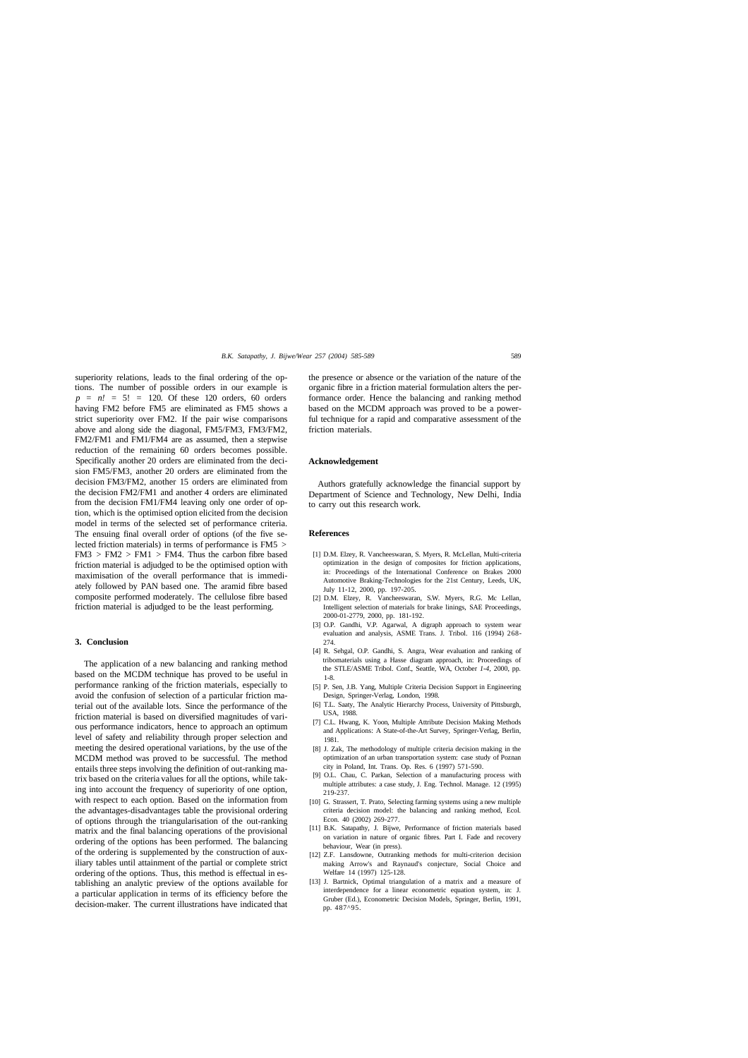superiority relations, leads to the final ordering of the options. The number of possible orders in our example is $p = n! = 5! = 120$. Of these 120 orders, 60 orders having FM2 before FM5 are eliminated as FM5 shows a strict superiority over FM2. If the pair wise comparisons above and along side the diagonal, FM5/FM3, FM3/FM2, FM2/FM1 and FM1/FM4 are as assumed, then a stepwise reduction of the remaining 60 orders becomes possible. Specifically another 20 orders are eliminated from the decision FM5/FM3, another 20 orders are eliminated from the decision FM3/FM2, another 15 orders are eliminated from the decision FM2/FM1 and another 4 orders are eliminated from the decision FM1/FM4 leaving only one order of option, which is the optimised option elicited from the decision model in terms of the selected set of performance criteria. The ensuing final overall order of options (of the five selected friction materials) in terms of performance is FM5 > FM3 > FM2 > FM1 > FM4. Thus the carbon fibre based friction material is adjudged to be the optimised option with maximisation of the overall performance that is immediately followed by PAN based one. The aramid fibre based composite performed moderately. The cellulose fibre based friction material is adjudged to be the least performing.

## 3. Conclusion

The application of a new balancing and ranking method based on the MCDM technique has proved to be useful in performance ranking of the friction materials, especially to avoid the confusion of selection of a particular friction material out of the available lots. Since the performance of the friction material is based on diversified magnitudes of various performance indicators, hence to approach an optimum level of safety and reliability through proper selection and meeting the desired operational variations, by the use of the MCDM method was proved to be successful. The method entails three steps involving the definition of out-ranking matrix based on the criteria values for all the options, while taking into account the frequency of superiority of one option, with respect to each option. Based on the information from the advantages-disadvantages table the provisional ordering of options through the triangularisation of the out-ranking matrix and the final balancing operations of the provisional ordering of the options has been performed. The balancing of the ordering is supplemented by the construction of auxiliary tables until attainment of the partial or complete strict ordering of the options. Thus, this method is effectual in establishing an analytic preview of the options available for a particular application in terms of its efficiency before the decision-maker. The current illustrations have indicated that the presence or absence or the variation of the nature of the organic fibre in a friction material formulation alters the performance order. Hence the balancing and ranking method based on the MCDM approach was proved to be a powerful technique for a rapid and comparative assessment of the friction materials.

## Acknowledgement

Authors gratefully acknowledge the financial support by Department of Science and Technology, New Delhi, India to carry out this research work.

## References

[1] D.M. Elzey, R. Vancheeswaran, S. Myers, R. McLellan, Multi-criteria optimization in the design of composites for friction applications, in: Proceedings of the International Conference on Brakes 2000 Automotive Braking-Technologies for the 21st Century, Leeds, UK, July 11-12, 2000, pp. 197-205.

[2] D.M. Elzey, R. Vancheeswaran, S.W. Myers, R.G. Mc Lellan, Intelligent selection of materials for brake linings, SAE Proceedings, 2000-01-2779, 2000, pp. 181-192.

[3] O.P. Gandhi, V.P. Agarwal, A digraph approach to system wear evaluation and analysis, ASME Trans. J. Tribol. 116 (1994) 268-274.

[4] R. Sehgal, O.P. Gandhi, S. Angra, Wear evaluation and ranking of tribomaterials using a Hasse diagram approach, in: Proceedings of the STLE/ASME Tribol. Conf., Seattle, WA, October *1-4*, 2000, pp. 1-8.

[5] P. Sen, J.B. Yang, Multiple Criteria Decision Support in Engineering Design, Springer-Verlag, London, 1998.

[6] T.L. Saaty, The Analytic Hierarchy Process, University of Pittsburgh, USA, 1988.

[7] C.L. Hwang, K. Yoon, Multiple Attribute Decision Making Methods and Applications: A State-of-the-Art Survey, Springer-Verlag, Berlin, 1981.

[8] J. Zak, The methodology of multiple criteria decision making in the optimization of an urban transportation system: case study of Poznan city in Poland, Int. Trans. Op. Res. 6 (1997) 571-590.

[9] O.L. Chau, C. Parkan, Selection of a manufacturing process with multiple attributes: a case study, J. Eng. Technol. Manage. 12 (1995) 219-237.

[10] G. Strassert, T. Prato, Selecting farming systems using a new multiple criteria decision model: the balancing and ranking method, Ecol. Econ. 40 (2002) 269-277.

[11] B.K. Satapathy, J. Bijwe, Performance of friction materials based on variation in nature of organic fibres. Part I. Fade and recovery behaviour, Wear (in press).

[12] Z.F. Lansdowne, Outranking methods for multi-criterion decision making Arrow's and Raynaud's conjecture, Social Choice and Welfare 14 (1997) 125-128.

[13] J. Bartnick, Optimal triangulation of a matrix and a measure of interdependence for a linear econometric equation system, in: J. Gruber (Ed.), Econometric Decision Models, Springer, Berlin, 1991, pp. 487^95.